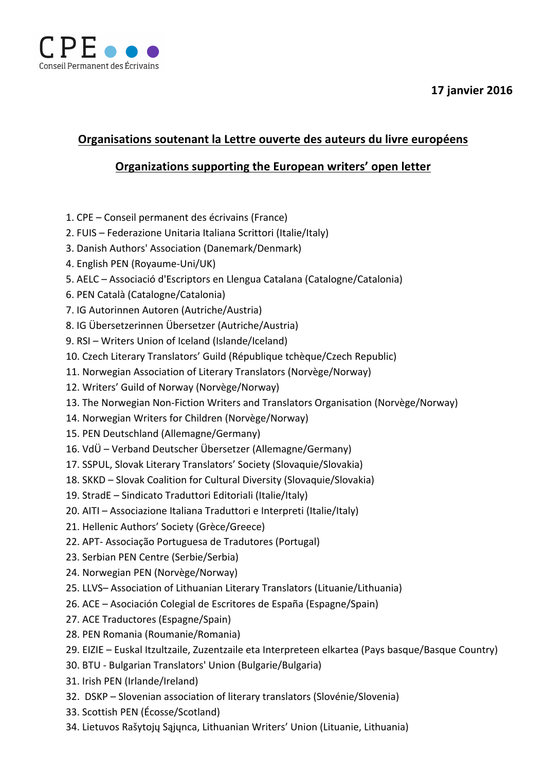CPE
Conseil Permanent des Écrivains

**17 janvier 2016**

## Organisations soutenant la Lettre ouverte des auteurs du livre européens

## Organizations supporting the European writers' open letter

1. CPE – Conseil permanent des écrivains (France)
2. FUIS – Federazione Unitaria Italiana Scrittori (Italie/Italy)
3. Danish Authors' Association (Danemark/Denmark)
4. English PEN (Royaume-Uni/UK)
5. AELC – Associació d'Escriptors en Llengua Catalana (Catalogne/Catalonia)
6. PEN Català (Catalogne/Catalonia)
7. IG Autorinnen Autoren (Autriche/Austria)
8. IG Übersetzerinnen Übersetzer (Autriche/Austria)
9. RSI – Writers Union of Iceland (Islande/Iceland)
10. Czech Literary Translators' Guild (République tchèque/Czech Republic)
11. Norwegian Association of Literary Translators (Norvège/Norway)
12. Writers' Guild of Norway (Norvège/Norway)
13. The Norwegian Non-Fiction Writers and Translators Organisation (Norvège/Norway)
14. Norwegian Writers for Children (Norvège/Norway)
15. PEN Deutschland (Allemagne/Germany)
16. VdÜ – Verband Deutscher Übersetzer (Allemagne/Germany)
17. SSPUL, Slovak Literary Translators' Society (Slovaquie/Slovakia)
18. SKKD – Slovak Coalition for Cultural Diversity (Slovaquie/Slovakia)
19. StradE – Sindicato Traduttori Editoriali (Italie/Italy)
20. AITI – Associazione Italiana Traduttori e Interpreti (Italie/Italy)
21. Hellenic Authors' Society (Grèce/Greece)
22. APT- Associação Portuguesa de Tradutores (Portugal)
23. Serbian PEN Centre (Serbie/Serbia)
24. Norwegian PEN (Norvège/Norway)
25. LLVS– Association of Lithuanian Literary Translators (Lituanie/Lithuania)
26. ACE – Asociación Colegial de Escritores de España (Espagne/Spain)
27. ACE Traductores (Espagne/Spain)
28. PEN Romania (Roumanie/Romania)
29. EIZIE – Euskal Itzultzaile, Zuzentzaile eta Interpreteen elkartea (Pays basque/Basque Country)
30. BTU - Bulgarian Translators' Union (Bulgarie/Bulgaria)
31. Irish PEN (Irlande/Ireland)
32. DSKP – Slovenian association of literary translators (Slovénie/Slovenia)
33. Scottish PEN (Écosse/Scotland)
34. Lietuvos Rašytojų Sąjųnca, Lithuanian Writers' Union (Lituanie, Lithuania)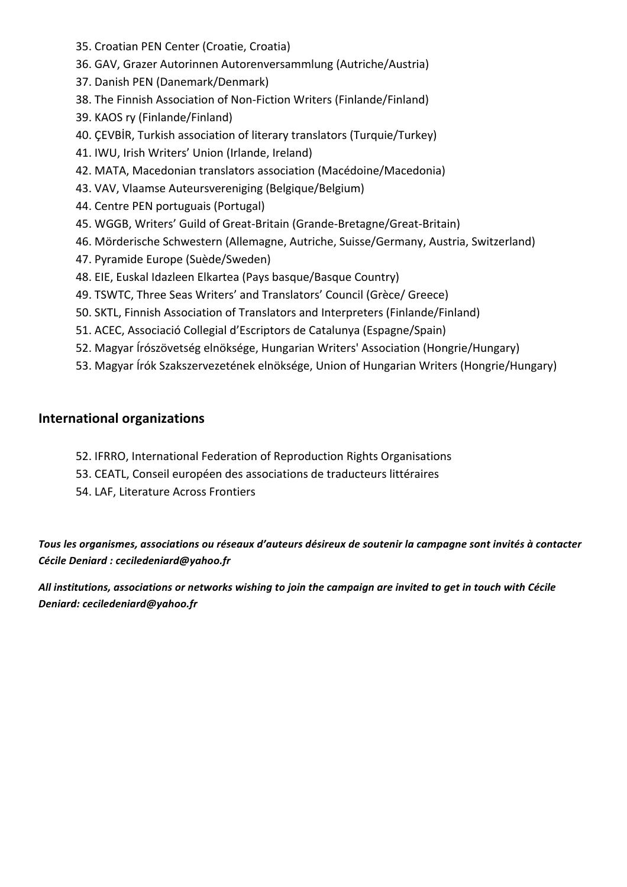35. Croatian PEN Center (Croatie, Croatia)
36. GAV, Grazer Autorinnen Autorenversammlung (Autriche/Austria)
37. Danish PEN (Danemark/Denmark)
38. The Finnish Association of Non-Fiction Writers (Finlande/Finland)
39. KAOS ry (Finlande/Finland)
40. ÇEVBİR, Turkish association of literary translators (Turquie/Turkey)
41. IWU, Irish Writers' Union (Irlande, Ireland)
42. MATA, Macedonian translators association (Macédoine/Macedonia)
43. VAV, Vlaamse Auteursvereniging (Belgique/Belgium)
44. Centre PEN portuguais (Portugal)
45. WGGB, Writers' Guild of Great-Britain (Grande-Bretagne/Great-Britain)
46. Mörderische Schwestern (Allemagne, Autriche, Suisse/Germany, Austria, Switzerland)
47. Pyramide Europe (Suède/Sweden)
48. EIE, Euskal Idazleen Elkartea (Pays basque/Basque Country)
49. TSWTC, Three Seas Writers' and Translators' Council (Grèce/ Greece)
50. SKTL, Finnish Association of Translators and Interpreters (Finlande/Finland)
51. ACEC, Associació Collegial d'Escriptors de Catalunya (Espagne/Spain)
52. Magyar Írószövetség elnöksége, Hungarian Writers' Association (Hongrie/Hungary)
53. Magyar Írók Szakszervezetének elnöksége, Union of Hungarian Writers (Hongrie/Hungary)

## International organizations

52. IFRRO, International Federation of Reproduction Rights Organisations
53. CEATL, Conseil européen des associations de traducteurs littéraires
54. LAF, Literature Across Frontiers

***Tous les organismes, associations ou réseaux d'auteurs désireux de soutenir la campagne sont invités à contacter Cécile Deniard : ceciledeniard@yahoo.fr***

***All institutions, associations or networks wishing to join the campaign are invited to get in touch with Cécile Deniard: ceciledeniard@yahoo.fr***